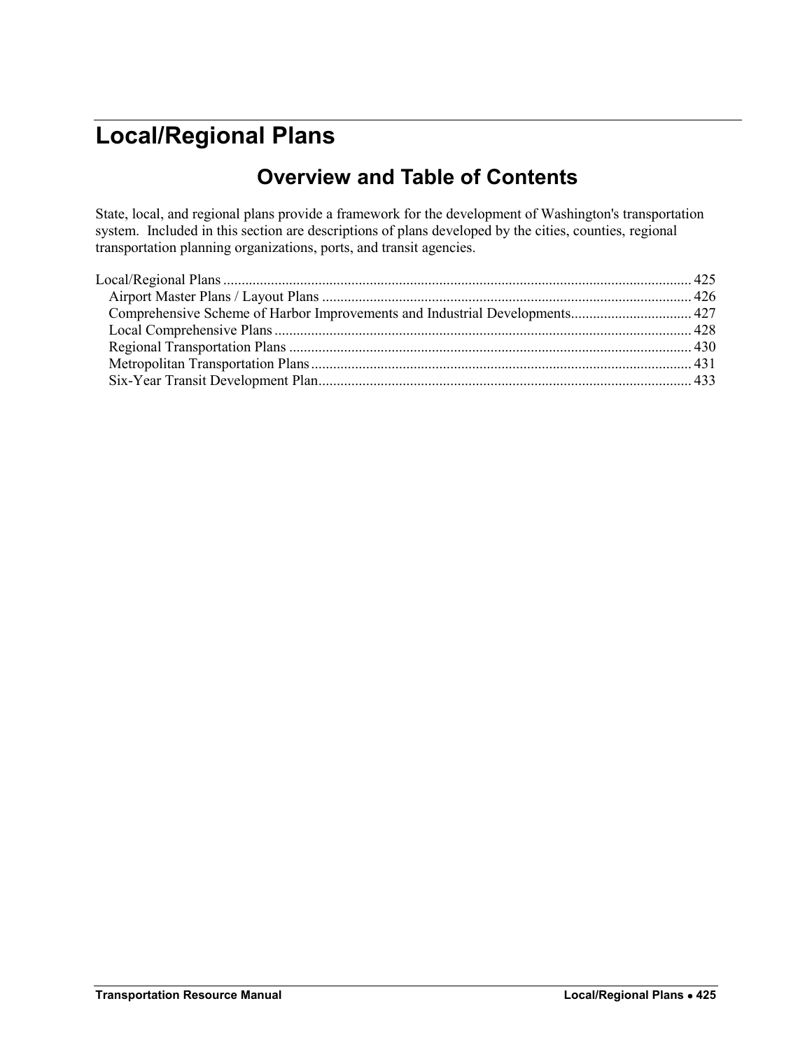# Local/Regional Plans

## Overview and Table of Contents

State, local, and regional plans provide a framework for the development of Washington's transportation system. Included in this section are descriptions of plans developed by the cities, counties, regional transportation planning organizations, ports, and transit agencies.

Local/Regional Plans ............................................................................................................................. 425
- Airport Master Plans / Layout Plans ................................................................................................... 426
- Comprehensive Scheme of Harbor Improvements and Industrial Developments................................ 427
- Local Comprehensive Plans ................................................................................................................ 428
- Regional Transportation Plans ............................................................................................................ 430
- Metropolitan Transportation Plans ...................................................................................................... 431
- Six-Year Transit Development Plan.................................................................................................... 433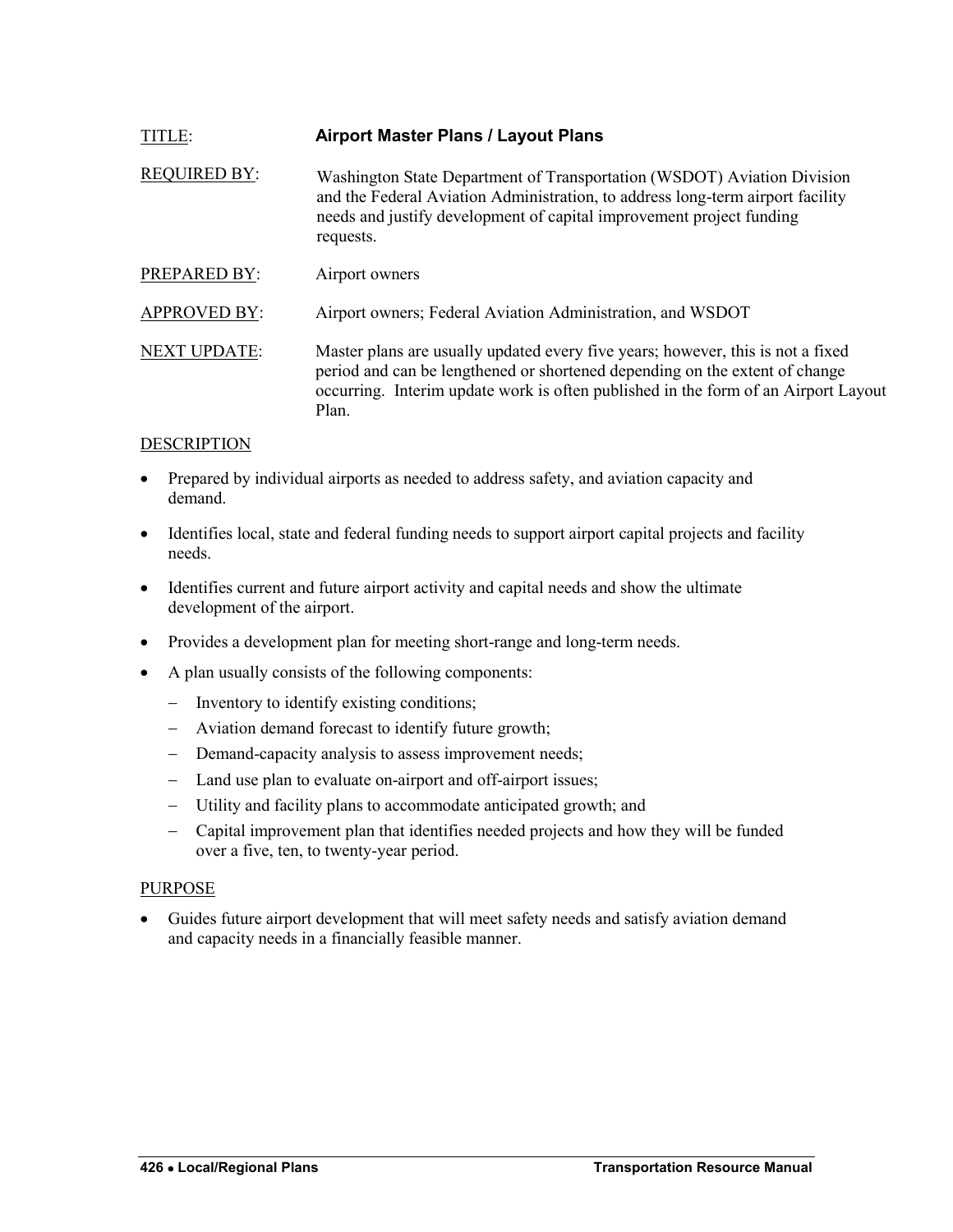TITLE: **Airport Master Plans / Layout Plans**

REQUIRED BY: Washington State Department of Transportation (WSDOT) Aviation Division and the Federal Aviation Administration, to address long-term airport facility needs and justify development of capital improvement project funding requests.

PREPARED BY: Airport owners

APPROVED BY: Airport owners; Federal Aviation Administration, and WSDOT

NEXT UPDATE: Master plans are usually updated every five years; however, this is not a fixed period and can be lengthened or shortened depending on the extent of change occurring. Interim update work is often published in the form of an Airport Layout Plan.

DESCRIPTION

- Prepared by individual airports as needed to address safety, and aviation capacity and demand.
- Identifies local, state and federal funding needs to support airport capital projects and facility needs.
- Identifies current and future airport activity and capital needs and show the ultimate development of the airport.
- Provides a development plan for meeting short-range and long-term needs.
- A plan usually consists of the following components:
  - Inventory to identify existing conditions;
  - Aviation demand forecast to identify future growth;
  - Demand-capacity analysis to assess improvement needs;
  - Land use plan to evaluate on-airport and off-airport issues;
  - Utility and facility plans to accommodate anticipated growth; and
  - Capital improvement plan that identifies needed projects and how they will be funded over a five, ten, to twenty-year period.

PURPOSE

- Guides future airport development that will meet safety needs and satisfy aviation demand and capacity needs in a financially feasible manner.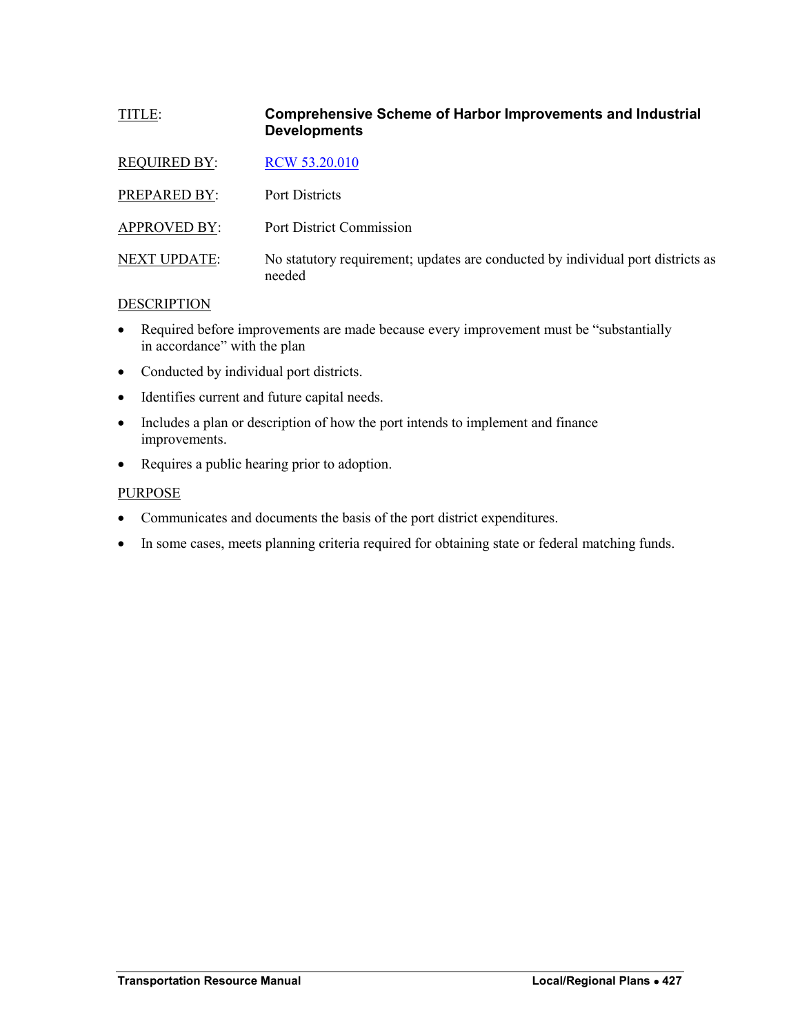TITLE: **Comprehensive Scheme of Harbor Improvements and Industrial Developments**

REQUIRED BY: RCW 53.20.010

PREPARED BY: Port Districts

APPROVED BY: Port District Commission

NEXT UPDATE: No statutory requirement; updates are conducted by individual port districts as needed

DESCRIPTION

- Required before improvements are made because every improvement must be "substantially in accordance" with the plan
- Conducted by individual port districts.
- Identifies current and future capital needs.
- Includes a plan or description of how the port intends to implement and finance improvements.
- Requires a public hearing prior to adoption.

PURPOSE

- Communicates and documents the basis of the port district expenditures.
- In some cases, meets planning criteria required for obtaining state or federal matching funds.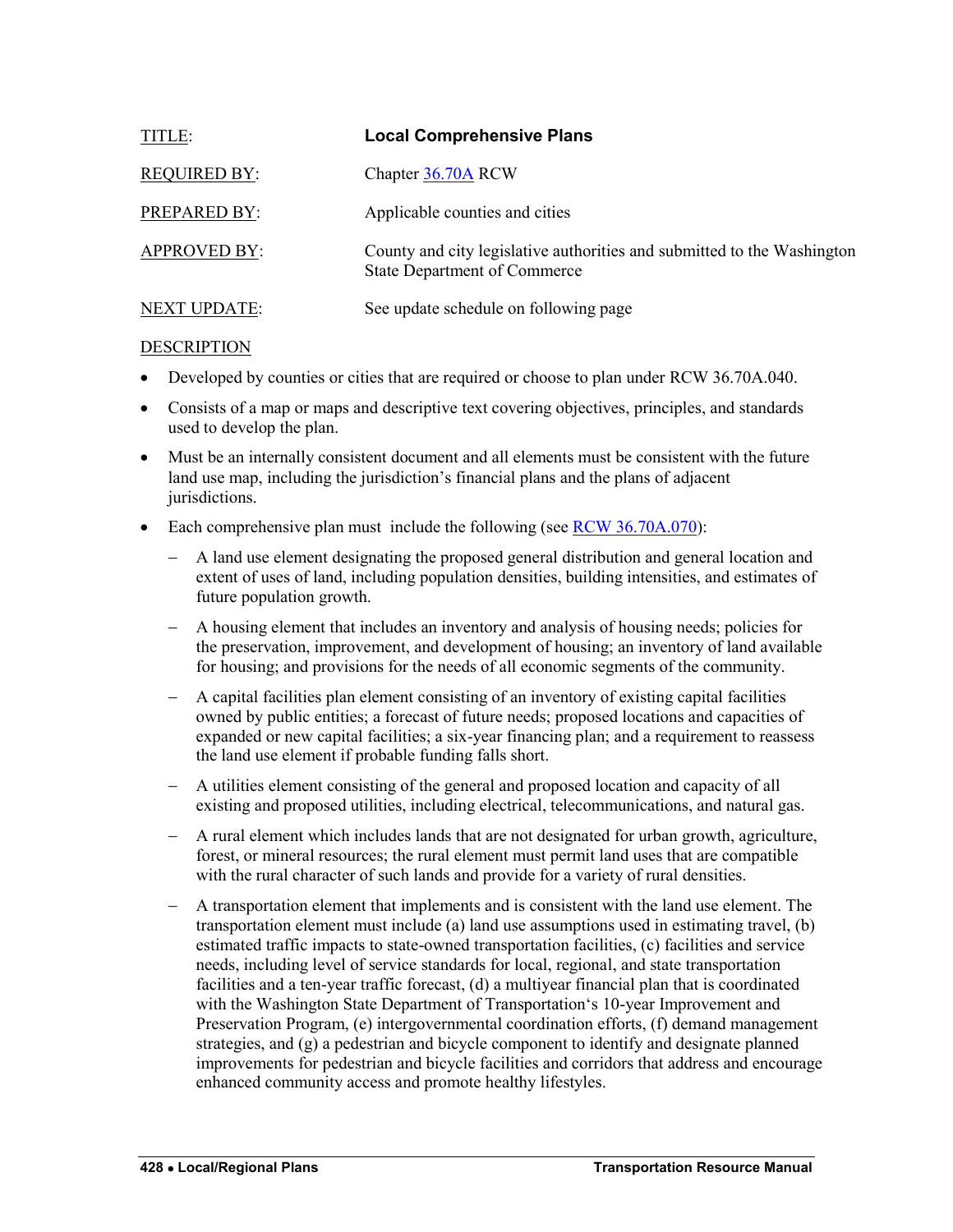| | |
|---|---|
| TITLE: | **Local Comprehensive Plans** |
| REQUIRED BY: | Chapter 36.70A RCW |
| PREPARED BY: | Applicable counties and cities |
| APPROVED BY: | County and city legislative authorities and submitted to the Washington State Department of Commerce |
| NEXT UPDATE: | See update schedule on following page |

DESCRIPTION

- Developed by counties or cities that are required or choose to plan under RCW 36.70A.040.
- Consists of a map or maps and descriptive text covering objectives, principles, and standards used to develop the plan.
- Must be an internally consistent document and all elements must be consistent with the future land use map, including the jurisdiction's financial plans and the plans of adjacent jurisdictions.
- Each comprehensive plan must include the following (see RCW 36.70A.070):
  - A land use element designating the proposed general distribution and general location and extent of uses of land, including population densities, building intensities, and estimates of future population growth.
  - A housing element that includes an inventory and analysis of housing needs; policies for the preservation, improvement, and development of housing; an inventory of land available for housing; and provisions for the needs of all economic segments of the community.
  - A capital facilities plan element consisting of an inventory of existing capital facilities owned by public entities; a forecast of future needs; proposed locations and capacities of expanded or new capital facilities; a six-year financing plan; and a requirement to reassess the land use element if probable funding falls short.
  - A utilities element consisting of the general and proposed location and capacity of all existing and proposed utilities, including electrical, telecommunications, and natural gas.
  - A rural element which includes lands that are not designated for urban growth, agriculture, forest, or mineral resources; the rural element must permit land uses that are compatible with the rural character of such lands and provide for a variety of rural densities.
  - A transportation element that implements and is consistent with the land use element. The transportation element must include (a) land use assumptions used in estimating travel, (b) estimated traffic impacts to state-owned transportation facilities, (c) facilities and service needs, including level of service standards for local, regional, and state transportation facilities and a ten-year traffic forecast, (d) a multiyear financial plan that is coordinated with the Washington State Department of Transportation's 10-year Improvement and Preservation Program, (e) intergovernmental coordination efforts, (f) demand management strategies, and (g) a pedestrian and bicycle component to identify and designate planned improvements for pedestrian and bicycle facilities and corridors that address and encourage enhanced community access and promote healthy lifestyles.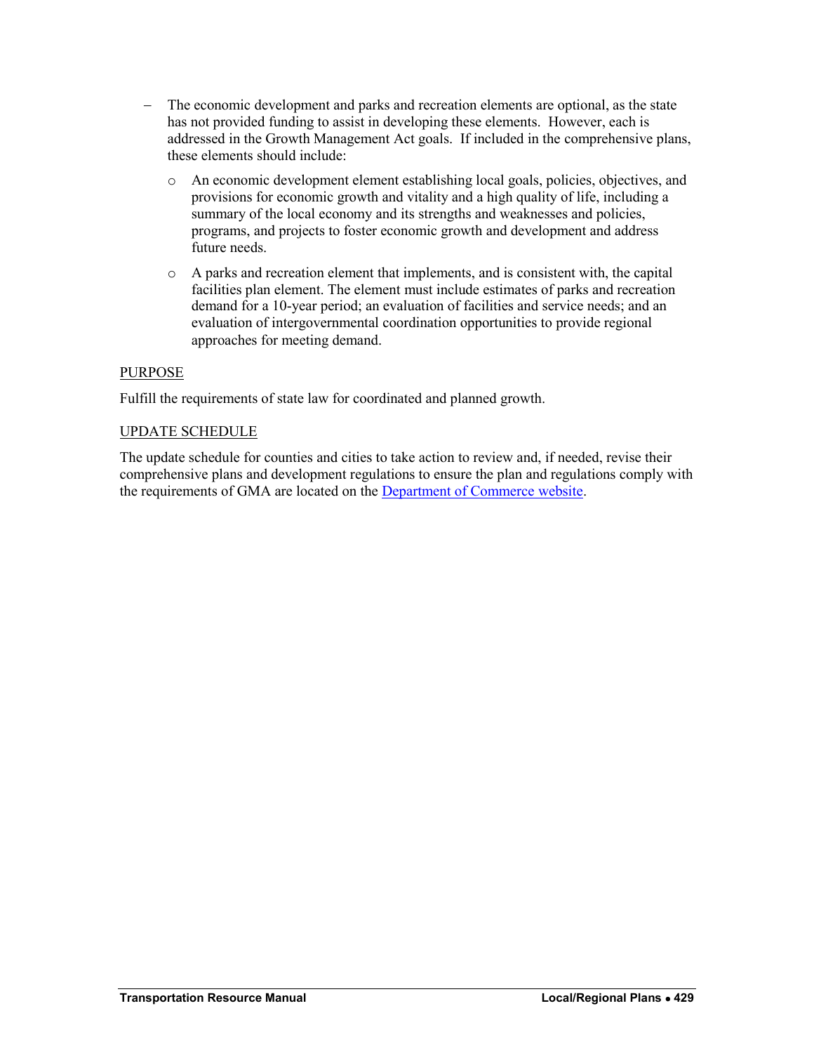- The economic development and parks and recreation elements are optional, as the state has not provided funding to assist in developing these elements. However, each is addressed in the Growth Management Act goals. If included in the comprehensive plans, these elements should include:
  - An economic development element establishing local goals, policies, objectives, and provisions for economic growth and vitality and a high quality of life, including a summary of the local economy and its strengths and weaknesses and policies, programs, and projects to foster economic growth and development and address future needs.
  - A parks and recreation element that implements, and is consistent with, the capital facilities plan element. The element must include estimates of parks and recreation demand for a 10-year period; an evaluation of facilities and service needs; and an evaluation of intergovernmental coordination opportunities to provide regional approaches for meeting demand.

<u>PURPOSE</u>

Fulfill the requirements of state law for coordinated and planned growth.

<u>UPDATE SCHEDULE</u>

The update schedule for counties and cities to take action to review and, if needed, revise their comprehensive plans and development regulations to ensure the plan and regulations comply with the requirements of GMA are located on the Department of Commerce website.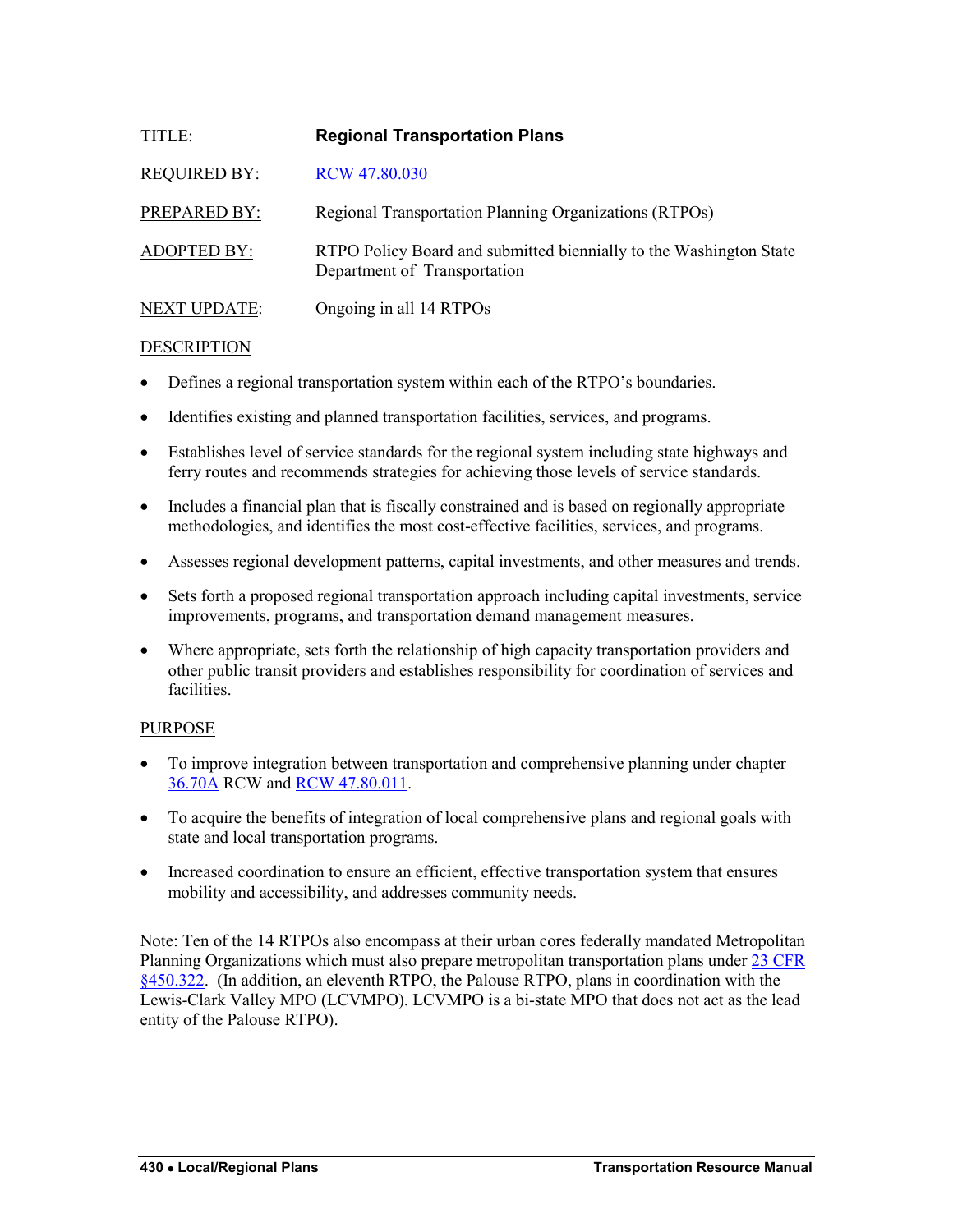TITLE: **Regional Transportation Plans**

REQUIRED BY: [RCW 47.80.030]

PREPARED BY: Regional Transportation Planning Organizations (RTPOs)

ADOPTED BY: RTPO Policy Board and submitted biennially to the Washington State Department of Transportation

NEXT UPDATE: Ongoing in all 14 RTPOs

DESCRIPTION

- Defines a regional transportation system within each of the RTPO's boundaries.
- Identifies existing and planned transportation facilities, services, and programs.
- Establishes level of service standards for the regional system including state highways and ferry routes and recommends strategies for achieving those levels of service standards.
- Includes a financial plan that is fiscally constrained and is based on regionally appropriate methodologies, and identifies the most cost-effective facilities, services, and programs.
- Assesses regional development patterns, capital investments, and other measures and trends.
- Sets forth a proposed regional transportation approach including capital investments, service improvements, programs, and transportation demand management measures.
- Where appropriate, sets forth the relationship of high capacity transportation providers and other public transit providers and establishes responsibility for coordination of services and facilities.

PURPOSE

- To improve integration between transportation and comprehensive planning under chapter 36.70A RCW and RCW 47.80.011.
- To acquire the benefits of integration of local comprehensive plans and regional goals with state and local transportation programs.
- Increased coordination to ensure an efficient, effective transportation system that ensures mobility and accessibility, and addresses community needs.

Note: Ten of the 14 RTPOs also encompass at their urban cores federally mandated Metropolitan Planning Organizations which must also prepare metropolitan transportation plans under 23 CFR §450.322. (In addition, an eleventh RTPO, the Palouse RTPO, plans in coordination with the Lewis-Clark Valley MPO (LCVMPO). LCVMPO is a bi-state MPO that does not act as the lead entity of the Palouse RTPO).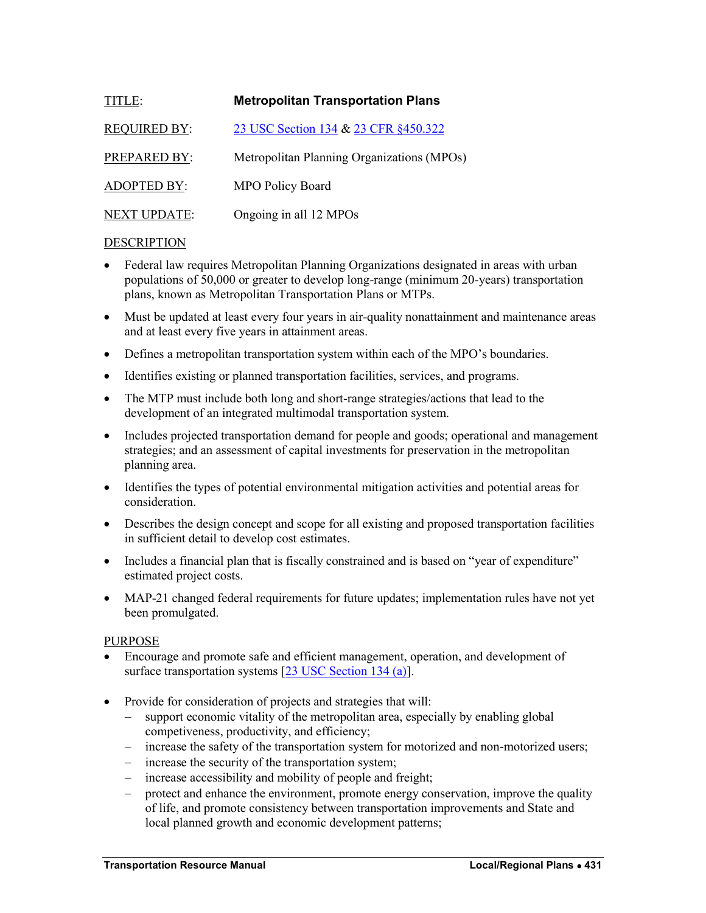TITLE: **Metropolitan Transportation Plans**

REQUIRED BY: [23 USC Section 134](#) & [23 CFR §450.322](#)

PREPARED BY: Metropolitan Planning Organizations (MPOs)

ADOPTED BY: MPO Policy Board

NEXT UPDATE: Ongoing in all 12 MPOs

DESCRIPTION

- Federal law requires Metropolitan Planning Organizations designated in areas with urban populations of 50,000 or greater to develop long-range (minimum 20-years) transportation plans, known as Metropolitan Transportation Plans or MTPs.
- Must be updated at least every four years in air-quality nonattainment and maintenance areas and at least every five years in attainment areas.
- Defines a metropolitan transportation system within each of the MPO's boundaries.
- Identifies existing or planned transportation facilities, services, and programs.
- The MTP must include both long and short-range strategies/actions that lead to the development of an integrated multimodal transportation system.
- Includes projected transportation demand for people and goods; operational and management strategies; and an assessment of capital investments for preservation in the metropolitan planning area.
- Identifies the types of potential environmental mitigation activities and potential areas for consideration.
- Describes the design concept and scope for all existing and proposed transportation facilities in sufficient detail to develop cost estimates.
- Includes a financial plan that is fiscally constrained and is based on "year of expenditure" estimated project costs.
- MAP-21 changed federal requirements for future updates; implementation rules have not yet been promulgated.

PURPOSE

- Encourage and promote safe and efficient management, operation, and development of surface transportation systems [[23 USC Section 134 (a)](#)].
- Provide for consideration of projects and strategies that will:
  - support economic vitality of the metropolitan area, especially by enabling global competiveness, productivity, and efficiency;
  - increase the safety of the transportation system for motorized and non-motorized users;
  - increase the security of the transportation system;
  - increase accessibility and mobility of people and freight;
  - protect and enhance the environment, promote energy conservation, improve the quality of life, and promote consistency between transportation improvements and State and local planned growth and economic development patterns;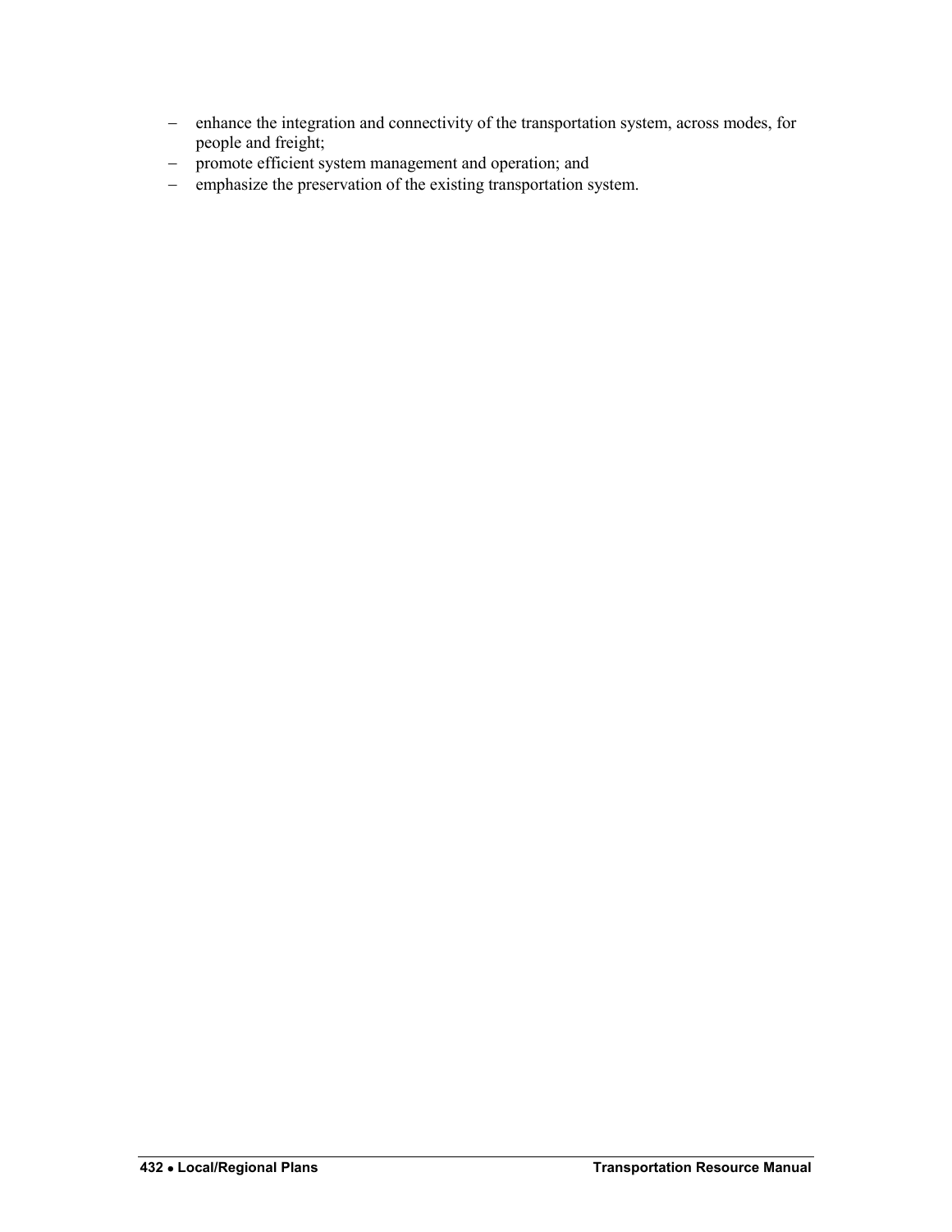- enhance the integration and connectivity of the transportation system, across modes, for people and freight;
- promote efficient system management and operation; and
- emphasize the preservation of the existing transportation system.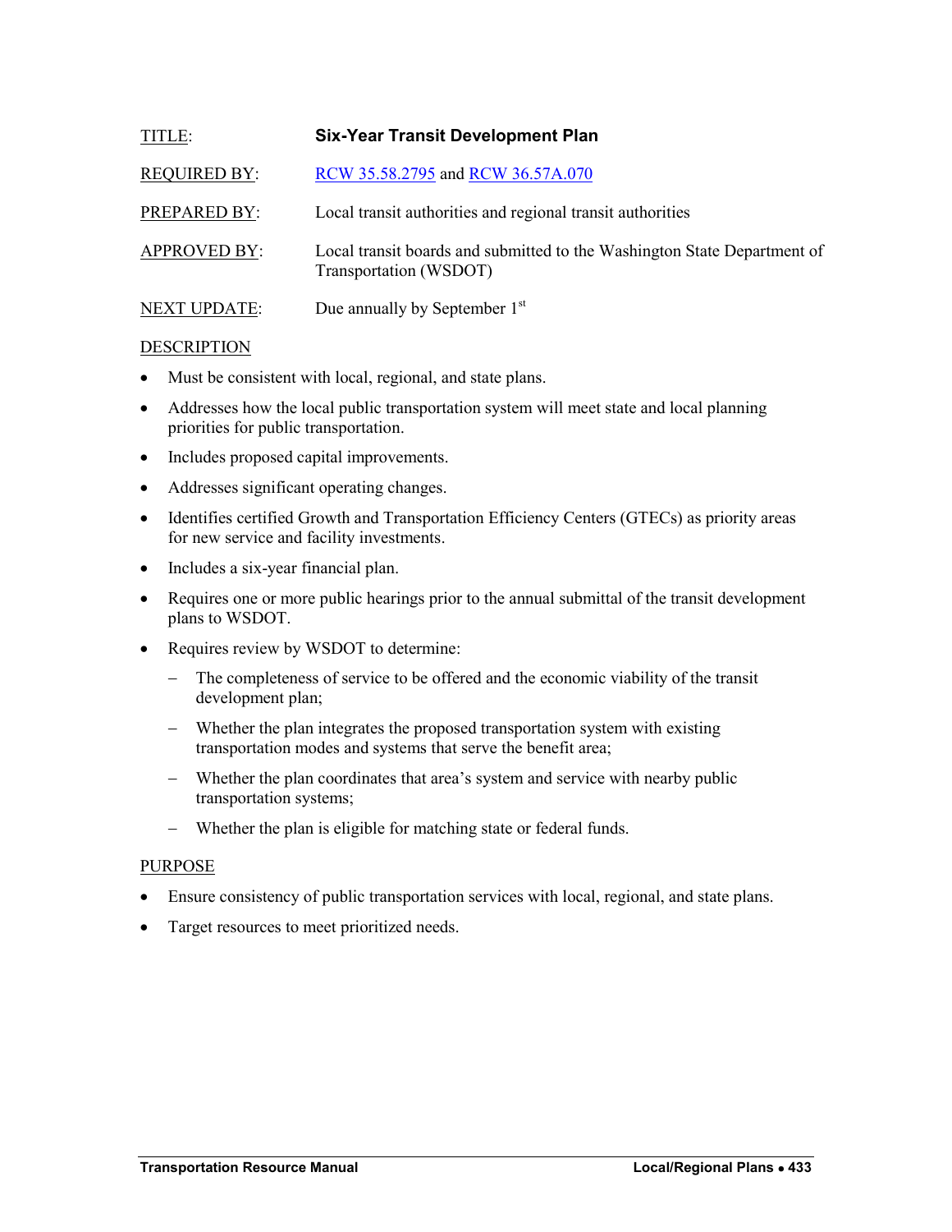TITLE: **Six-Year Transit Development Plan**

REQUIRED BY: [RCW 35.58.2795]() and [RCW 36.57A.070]()

PREPARED BY: Local transit authorities and regional transit authorities

APPROVED BY: Local transit boards and submitted to the Washington State Department of Transportation (WSDOT)

NEXT UPDATE: Due annually by September 1st

DESCRIPTION

- Must be consistent with local, regional, and state plans.
- Addresses how the local public transportation system will meet state and local planning priorities for public transportation.
- Includes proposed capital improvements.
- Addresses significant operating changes.
- Identifies certified Growth and Transportation Efficiency Centers (GTECs) as priority areas for new service and facility investments.
- Includes a six-year financial plan.
- Requires one or more public hearings prior to the annual submittal of the transit development plans to WSDOT.
- Requires review by WSDOT to determine:
  - The completeness of service to be offered and the economic viability of the transit development plan;
  - Whether the plan integrates the proposed transportation system with existing transportation modes and systems that serve the benefit area;
  - Whether the plan coordinates that area's system and service with nearby public transportation systems;
  - Whether the plan is eligible for matching state or federal funds.

PURPOSE

- Ensure consistency of public transportation services with local, regional, and state plans.
- Target resources to meet prioritized needs.